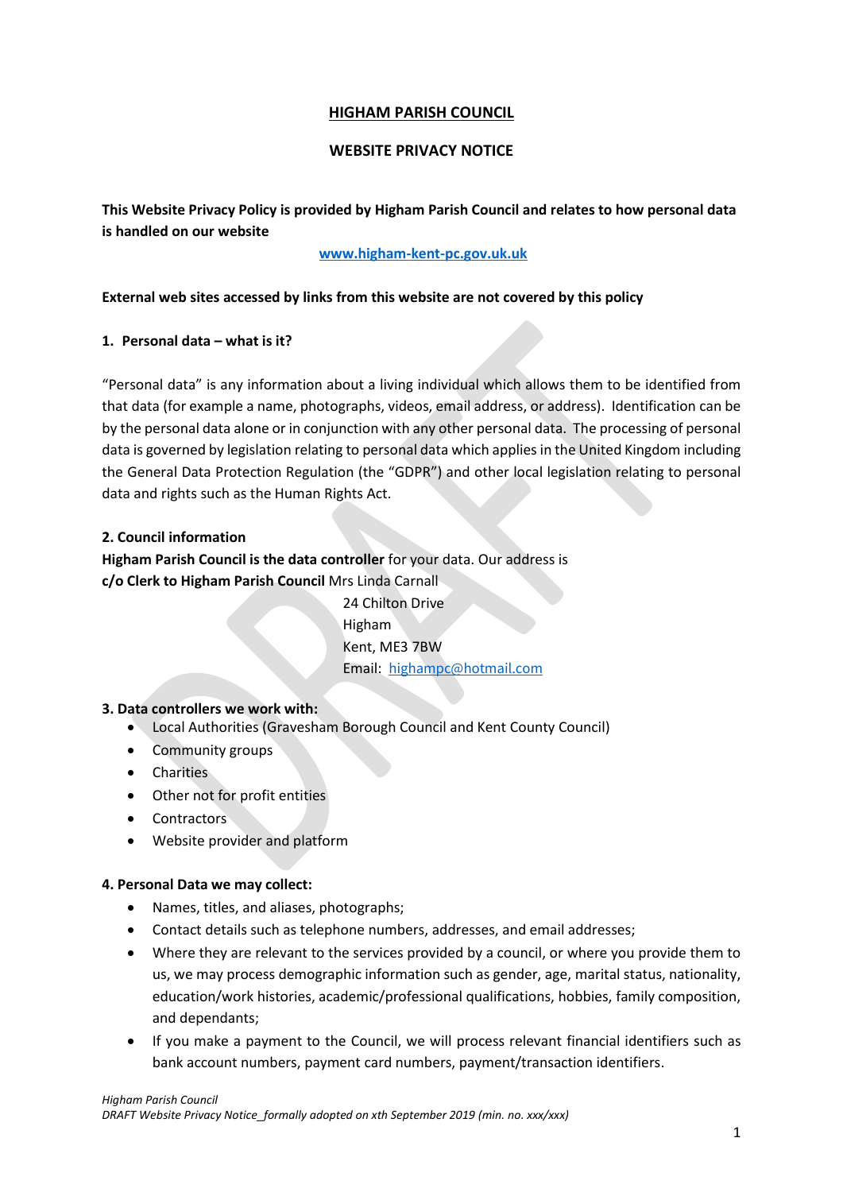# HIGHAM PARISH COUNCIL

## WEBSITE PRIVACY NOTICE

**This Website Privacy Policy is provided by Higham Parish Council and relates to how personal data is handled on our website**

**[www.higham-kent-pc.gov.uk.uk](http://www.higham-kent-pc.gov.uk.uk)**

**External web sites accessed by links from this website are not covered by this policy**

### 1. Personal data – what is it?

"Personal data" is any information about a living individual which allows them to be identified from that data (for example a name, photographs, videos, email address, or address). Identification can be by the personal data alone or in conjunction with any other personal data. The processing of personal data is governed by legislation relating to personal data which applies in the United Kingdom including the General Data Protection Regulation (the "GDPR") and other local legislation relating to personal data and rights such as the Human Rights Act.

### 2. Council information

**Higham Parish Council is the data controller** for your data. Our address is
**c/o Clerk to Higham Parish Council** Mrs Linda Carnall
24 Chilton Drive
Higham
Kent, ME3 7BW
Email: [highampc@hotmail.com](mailto:highampc@hotmail.com)

### 3. Data controllers we work with:

- Local Authorities (Gravesham Borough Council and Kent County Council)
- Community groups
- Charities
- Other not for profit entities
- Contractors
- Website provider and platform

### 4. Personal Data we may collect:

- Names, titles, and aliases, photographs;
- Contact details such as telephone numbers, addresses, and email addresses;
- Where they are relevant to the services provided by a council, or where you provide them to us, we may process demographic information such as gender, age, marital status, nationality, education/work histories, academic/professional qualifications, hobbies, family composition, and dependants;
- If you make a payment to the Council, we will process relevant financial identifiers such as bank account numbers, payment card numbers, payment/transaction identifiers.

*Higham Parish Council*
*DRAFT Website Privacy Notice_formally adopted on xth September 2019 (min. no. xxx/xxx)*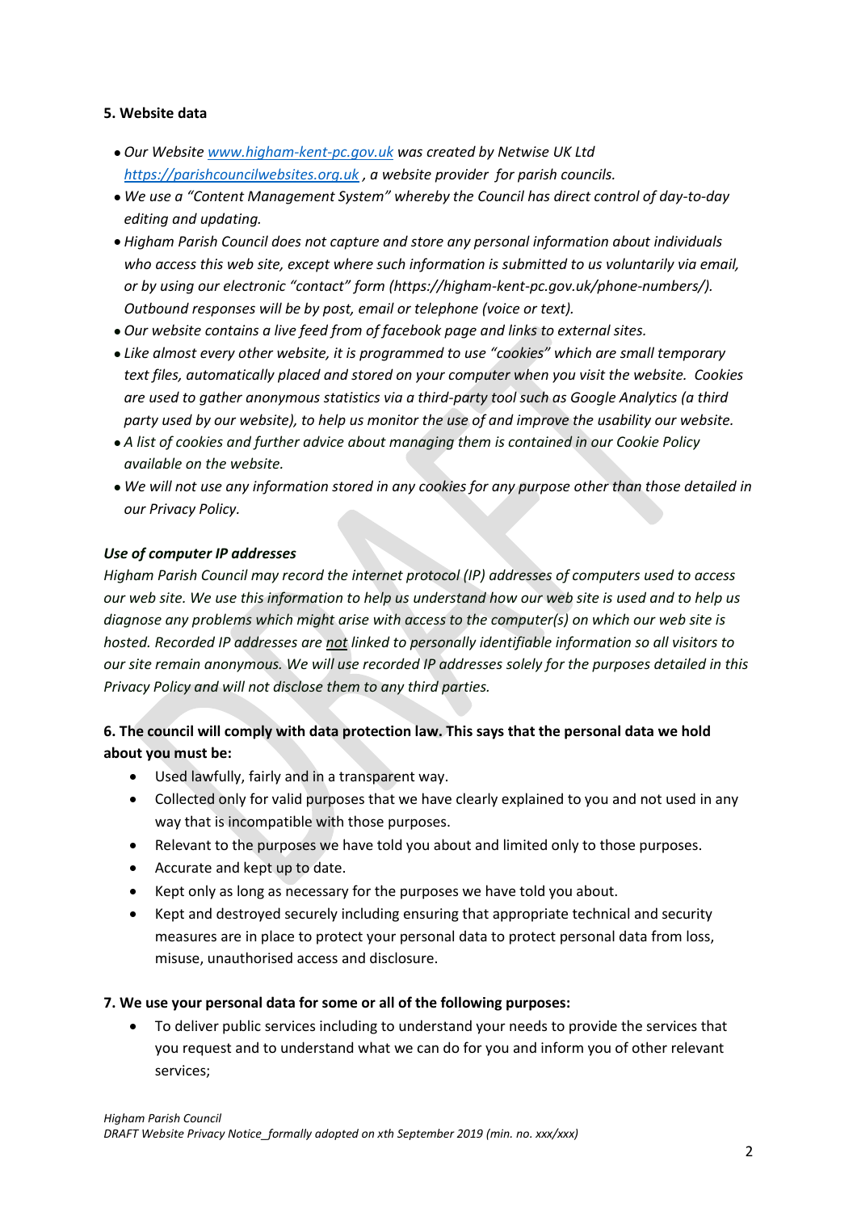**5. Website data**

- *Our Website [www.higham-kent-pc.gov.uk](http://www.higham-kent-pc.gov.uk) was created by Netwise UK Ltd [https://parishcouncilwebsites.org.uk](https://parishcouncilwebsites.org.uk) , a website provider for parish councils.*
- *We use a "Content Management System" whereby the Council has direct control of day-to-day editing and updating.*
- *Higham Parish Council does not capture and store any personal information about individuals who access this web site, except where such information is submitted to us voluntarily via email, or by using our electronic "contact" form (https://higham-kent-pc.gov.uk/phone-numbers/). Outbound responses will be by post, email or telephone (voice or text).*
- *Our website contains a live feed from of facebook page and links to external sites.*
- *Like almost every other website, it is programmed to use "cookies" which are small temporary text files, automatically placed and stored on your computer when you visit the website. Cookies are used to gather anonymous statistics via a third-party tool such as Google Analytics (a third party used by our website), to help us monitor the use of and improve the usability our website.*
- *A list of cookies and further advice about managing them is contained in our Cookie Policy available on the website.*
- *We will not use any information stored in any cookies for any purpose other than those detailed in our Privacy Policy.*

***Use of computer IP addresses***

*Higham Parish Council may record the internet protocol (IP) addresses of computers used to access our web site. We use this information to help us understand how our web site is used and to help us diagnose any problems which might arise with access to the computer(s) on which our web site is hosted. Recorded IP addresses are <u>not</u> linked to personally identifiable information so all visitors to our site remain anonymous. We will use recorded IP addresses solely for the purposes detailed in this Privacy Policy and will not disclose them to any third parties.*

**6. The council will comply with data protection law. This says that the personal data we hold about you must be:**

- Used lawfully, fairly and in a transparent way.
- Collected only for valid purposes that we have clearly explained to you and not used in any way that is incompatible with those purposes.
- Relevant to the purposes we have told you about and limited only to those purposes.
- Accurate and kept up to date.
- Kept only as long as necessary for the purposes we have told you about.
- Kept and destroyed securely including ensuring that appropriate technical and security measures are in place to protect your personal data to protect personal data from loss, misuse, unauthorised access and disclosure.

**7. We use your personal data for some or all of the following purposes:**

- To deliver public services including to understand your needs to provide the services that you request and to understand what we can do for you and inform you of other relevant services;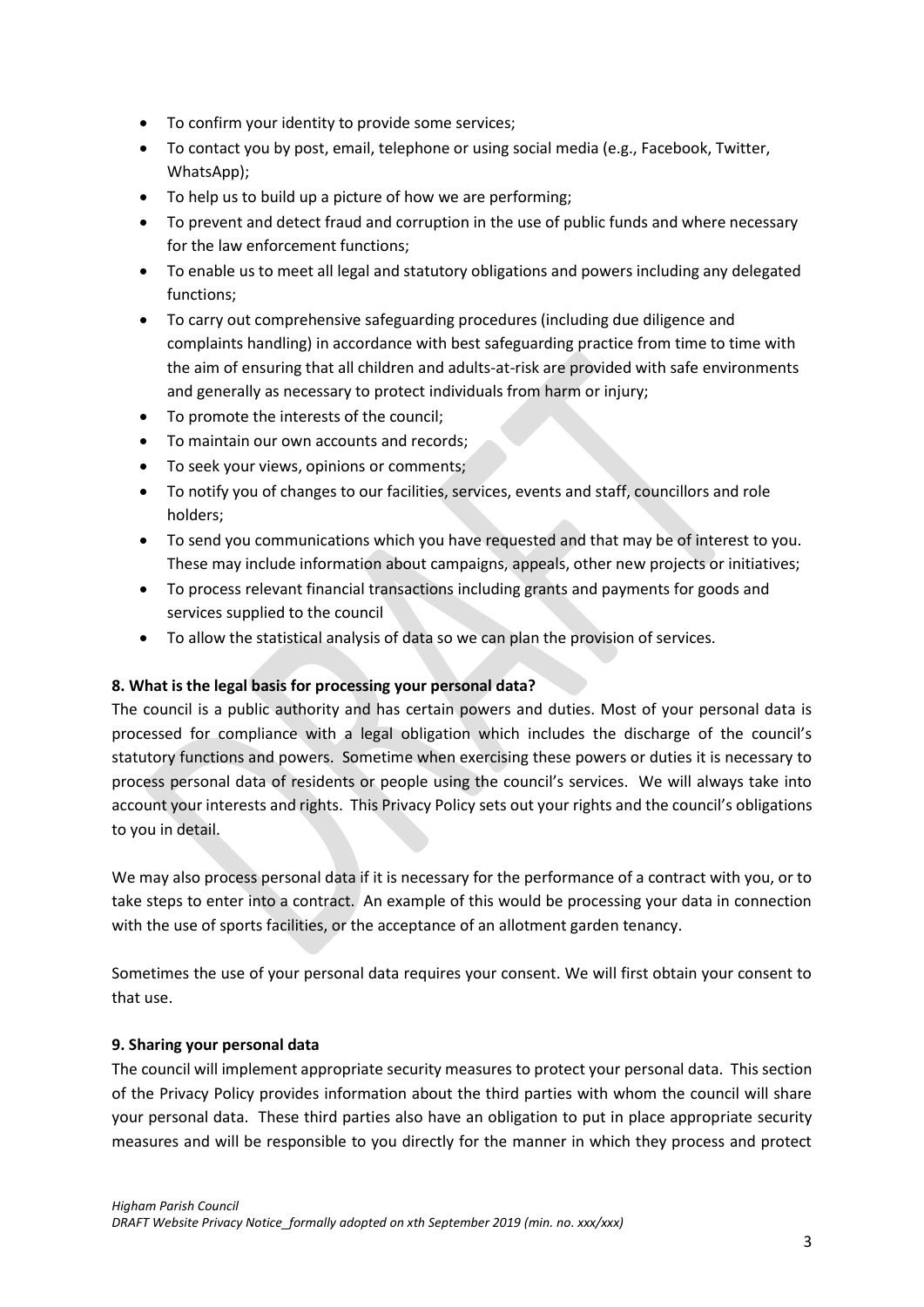- To confirm your identity to provide some services;
- To contact you by post, email, telephone or using social media (e.g., Facebook, Twitter, WhatsApp);
- To help us to build up a picture of how we are performing;
- To prevent and detect fraud and corruption in the use of public funds and where necessary for the law enforcement functions;
- To enable us to meet all legal and statutory obligations and powers including any delegated functions;
- To carry out comprehensive safeguarding procedures (including due diligence and complaints handling) in accordance with best safeguarding practice from time to time with the aim of ensuring that all children and adults-at-risk are provided with safe environments and generally as necessary to protect individuals from harm or injury;
- To promote the interests of the council;
- To maintain our own accounts and records;
- To seek your views, opinions or comments;
- To notify you of changes to our facilities, services, events and staff, councillors and role holders;
- To send you communications which you have requested and that may be of interest to you. These may include information about campaigns, appeals, other new projects or initiatives;
- To process relevant financial transactions including grants and payments for goods and services supplied to the council
- To allow the statistical analysis of data so we can plan the provision of services.

**8. What is the legal basis for processing your personal data?**

The council is a public authority and has certain powers and duties. Most of your personal data is processed for compliance with a legal obligation which includes the discharge of the council's statutory functions and powers. Sometime when exercising these powers or duties it is necessary to process personal data of residents or people using the council's services. We will always take into account your interests and rights. This Privacy Policy sets out your rights and the council's obligations to you in detail.

We may also process personal data if it is necessary for the performance of a contract with you, or to take steps to enter into a contract. An example of this would be processing your data in connection with the use of sports facilities, or the acceptance of an allotment garden tenancy.

Sometimes the use of your personal data requires your consent. We will first obtain your consent to that use.

**9. Sharing your personal data**

The council will implement appropriate security measures to protect your personal data. This section of the Privacy Policy provides information about the third parties with whom the council will share your personal data. These third parties also have an obligation to put in place appropriate security measures and will be responsible to you directly for the manner in which they process and protect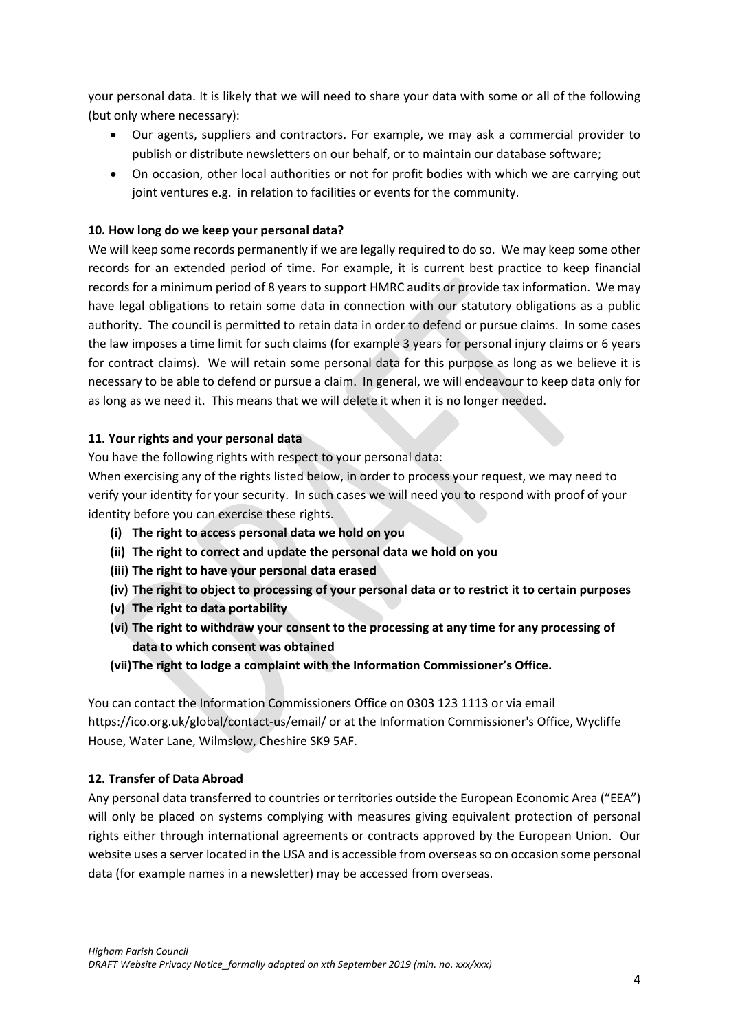your personal data. It is likely that we will need to share your data with some or all of the following (but only where necessary):

- Our agents, suppliers and contractors. For example, we may ask a commercial provider to publish or distribute newsletters on our behalf, or to maintain our database software;
- On occasion, other local authorities or not for profit bodies with which we are carrying out joint ventures e.g. in relation to facilities or events for the community.

**10. How long do we keep your personal data?**

We will keep some records permanently if we are legally required to do so. We may keep some other records for an extended period of time. For example, it is current best practice to keep financial records for a minimum period of 8 years to support HMRC audits or provide tax information. We may have legal obligations to retain some data in connection with our statutory obligations as a public authority. The council is permitted to retain data in order to defend or pursue claims. In some cases the law imposes a time limit for such claims (for example 3 years for personal injury claims or 6 years for contract claims). We will retain some personal data for this purpose as long as we believe it is necessary to be able to defend or pursue a claim. In general, we will endeavour to keep data only for as long as we need it. This means that we will delete it when it is no longer needed.

**11. Your rights and your personal data**

You have the following rights with respect to your personal data:

When exercising any of the rights listed below, in order to process your request, we may need to verify your identity for your security. In such cases we will need you to respond with proof of your identity before you can exercise these rights.

- **(i) The right to access personal data we hold on you**
- **(ii) The right to correct and update the personal data we hold on you**
- **(iii) The right to have your personal data erased**
- **(iv) The right to object to processing of your personal data or to restrict it to certain purposes**
- **(v) The right to data portability**
- **(vi) The right to withdraw your consent to the processing at any time for any processing of data to which consent was obtained**
- **(vii) The right to lodge a complaint with the Information Commissioner's Office.**

You can contact the Information Commissioners Office on 0303 123 1113 or via email https://ico.org.uk/global/contact-us/email/ or at the Information Commissioner's Office, Wycliffe House, Water Lane, Wilmslow, Cheshire SK9 5AF.

**12. Transfer of Data Abroad**

Any personal data transferred to countries or territories outside the European Economic Area ("EEA") will only be placed on systems complying with measures giving equivalent protection of personal rights either through international agreements or contracts approved by the European Union. Our website uses a server located in the USA and is accessible from overseas so on occasion some personal data (for example names in a newsletter) may be accessed from overseas.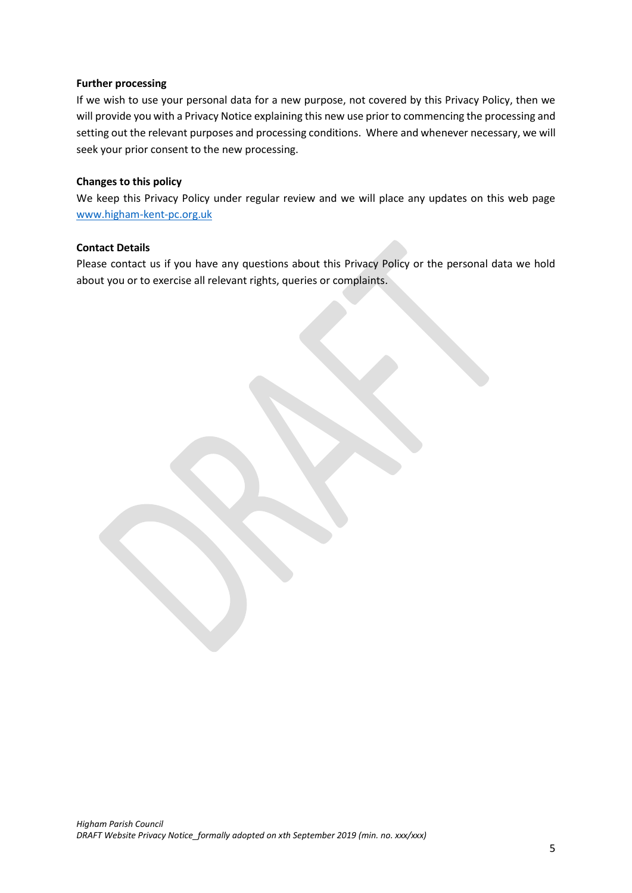**Further processing**

If we wish to use your personal data for a new purpose, not covered by this Privacy Policy, then we will provide you with a Privacy Notice explaining this new use prior to commencing the processing and setting out the relevant purposes and processing conditions. Where and whenever necessary, we will seek your prior consent to the new processing.

**Changes to this policy**

We keep this Privacy Policy under regular review and we will place any updates on this web page [www.higham-kent-pc.org.uk](http://www.higham-kent-pc.org.uk)

**Contact Details**

Please contact us if you have any questions about this Privacy Policy or the personal data we hold about you or to exercise all relevant rights, queries or complaints.